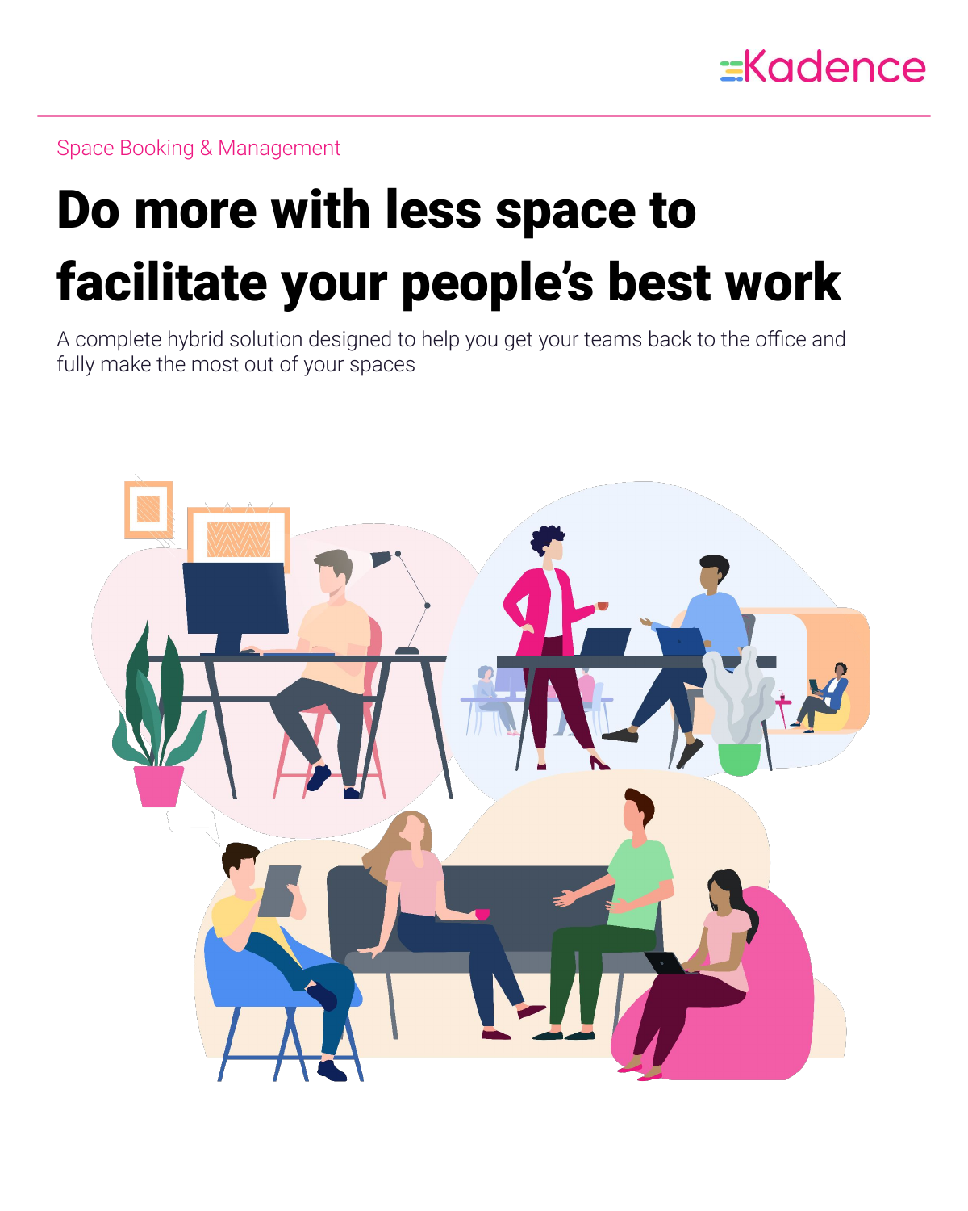Kadence

Space Booking & Management

# Do more with less space to facilitate your people's best work

A complete hybrid solution designed to help you get your teams back to the office and fully make the most out of your spaces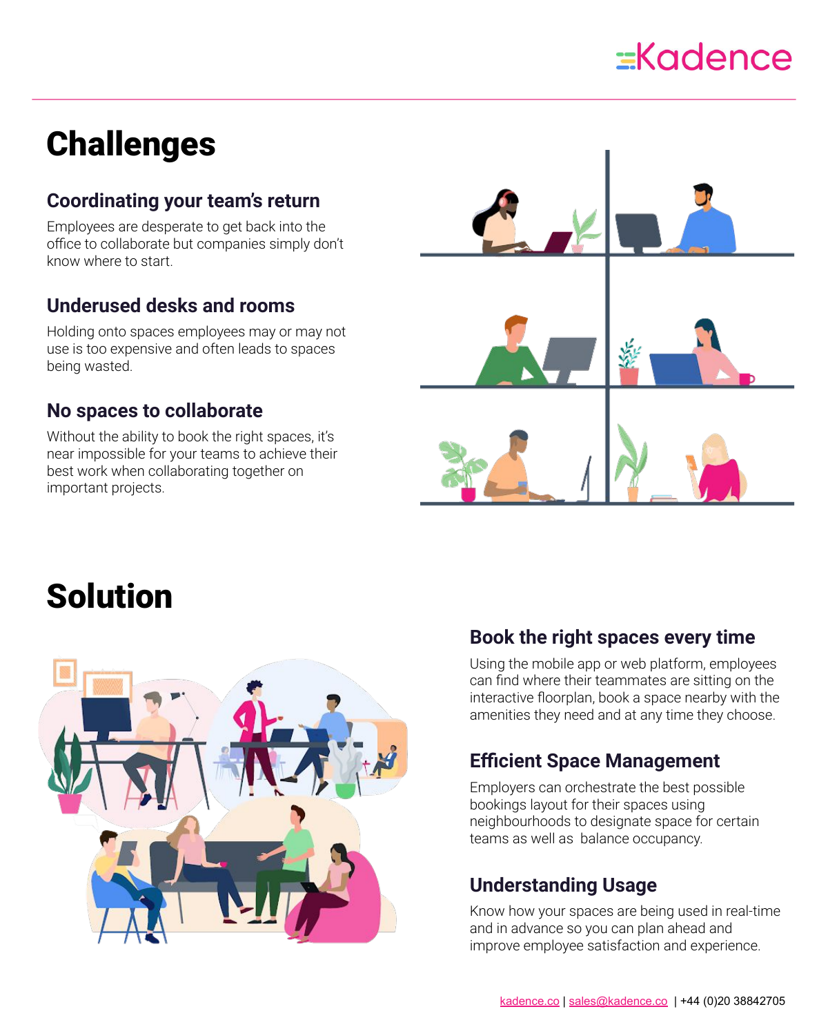# Challenges

### Coordinating your team's return

Employees are desperate to get back into the office to collaborate but companies simply don't know where to start.

### Underused desks and rooms

Holding onto spaces employees may or may not use is too expensive and often leads to spaces being wasted.

### No spaces to collaborate

Without the ability to book the right spaces, it's near impossible for your teams to achieve their best work when collaborating together on important projects.

# Solution

### Book the right spaces every time

Using the mobile app or web platform, employees can find where their teammates are sitting on the interactive floorplan, book a space nearby with the amenities they need and at any time they choose.

### Efficient Space Management

Employers can orchestrate the best possible bookings layout for their spaces using neighbourhoods to designate space for certain teams as well as balance occupancy.

### Understanding Usage

Know how your spaces are being used in real-time and in advance so you can plan ahead and improve employee satisfaction and experience.

kadence.co | sales@kadence.co | +44 (0)20 38842705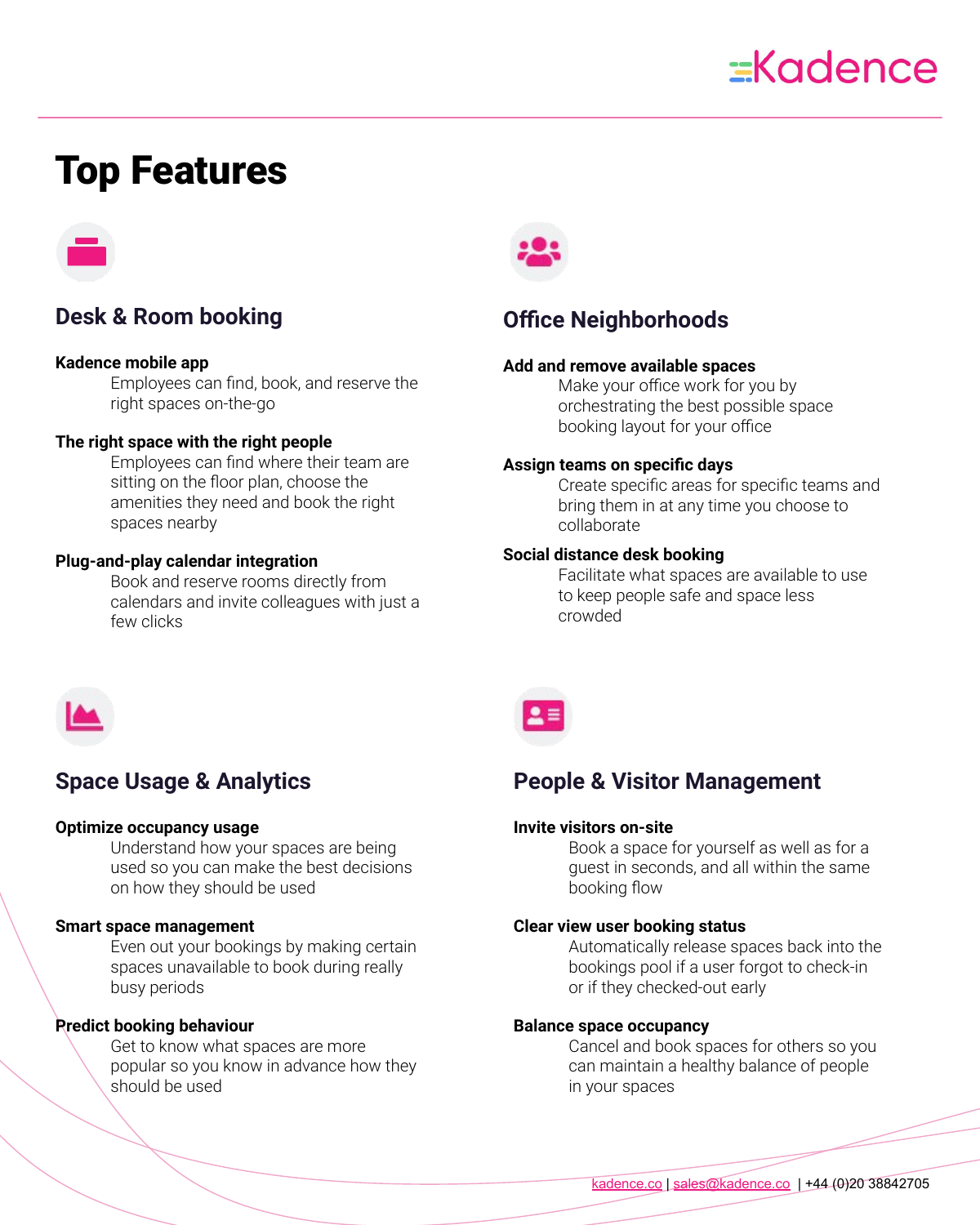# Top Features

## Desk & Room booking

**Kadence mobile app**

Employees can find, book, and reserve the right spaces on-the-go

**The right space with the right people**

Employees can find where their team are sitting on the floor plan, choose the amenities they need and book the right spaces nearby

**Plug-and-play calendar integration**

Book and reserve rooms directly from calendars and invite colleagues with just a few clicks

## Office Neighborhoods

**Add and remove available spaces**

Make your office work for you by orchestrating the best possible space booking layout for your office

**Assign teams on specific days**

Create specific areas for specific teams and bring them in at any time you choose to collaborate

**Social distance desk booking**

Facilitate what spaces are available to use to keep people safe and space less crowded

## Space Usage & Analytics

**Optimize occupancy usage**

Understand how your spaces are being used so you can make the best decisions on how they should be used

**Smart space management**

Even out your bookings by making certain spaces unavailable to book during really busy periods

**Predict booking behaviour**

Get to know what spaces are more popular so you know in advance how they should be used

## People & Visitor Management

**Invite visitors on-site**

Book a space for yourself as well as for a guest in seconds, and all within the same booking flow

**Clear view user booking status**

Automatically release spaces back into the bookings pool if a user forgot to check-in or if they checked-out early

**Balance space occupancy**

Cancel and book spaces for others so you can maintain a healthy balance of people in your spaces

kadence.co | sales@kadence.co | +44 (0)20 38842705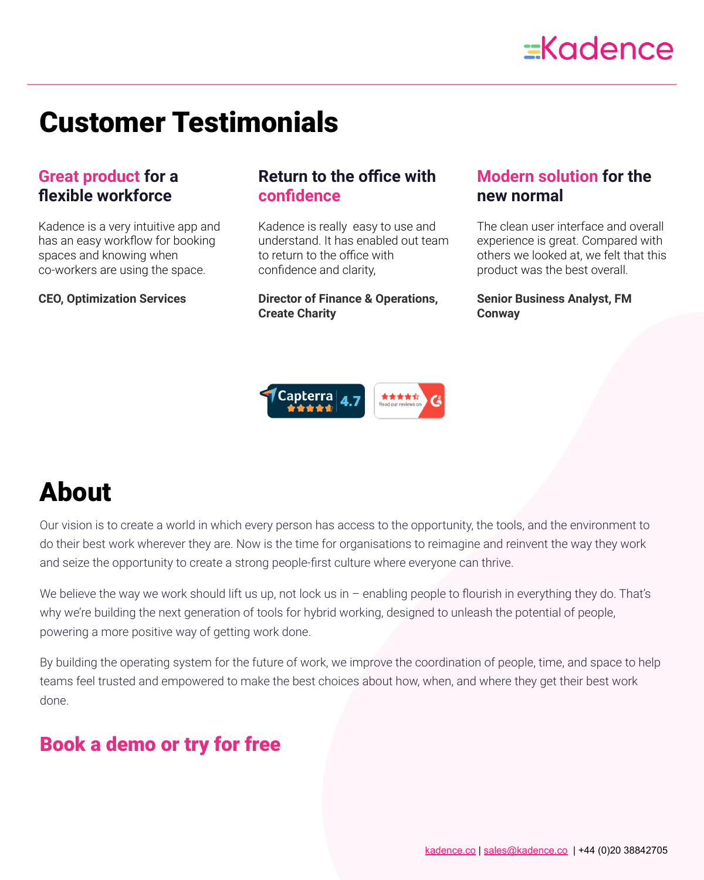# Customer Testimonials

### Great product for a flexible workforce

Kadence is a very intuitive app and has an easy workflow for booking spaces and knowing when co-workers are using the space.

**CEO, Optimization Services**

### Return to the office with confidence

Kadence is really  easy to use and understand. It has enabled out team to return to the office with confidence and clarity,

**Director of Finance & Operations, Create Charity**

### Modern solution for the new normal

The clean user interface and overall experience is great. Compared with others we looked at, we felt that this product was the best overall.

**Senior Business Analyst, FM Conway**

Capterra 4.7

Read our reviews on G2

# About

Our vision is to create a world in which every person has access to the opportunity, the tools, and the environment to do their best work wherever they are. Now is the time for organisations to reimagine and reinvent the way they work and seize the opportunity to create a strong people-first culture where everyone can thrive.

We believe the way we work should lift us up, not lock us in – enabling people to flourish in everything they do. That's why we're building the next generation of tools for hybrid working, designed to unleash the potential of people, powering a more positive way of getting work done.

By building the operating system for the future of work, we improve the coordination of people, time, and space to help teams feel trusted and empowered to make the best choices about how, when, and where they get their best work done.

## Book a demo or try for free

kadence.co | sales@kadence.co | +44 (0)20 38842705